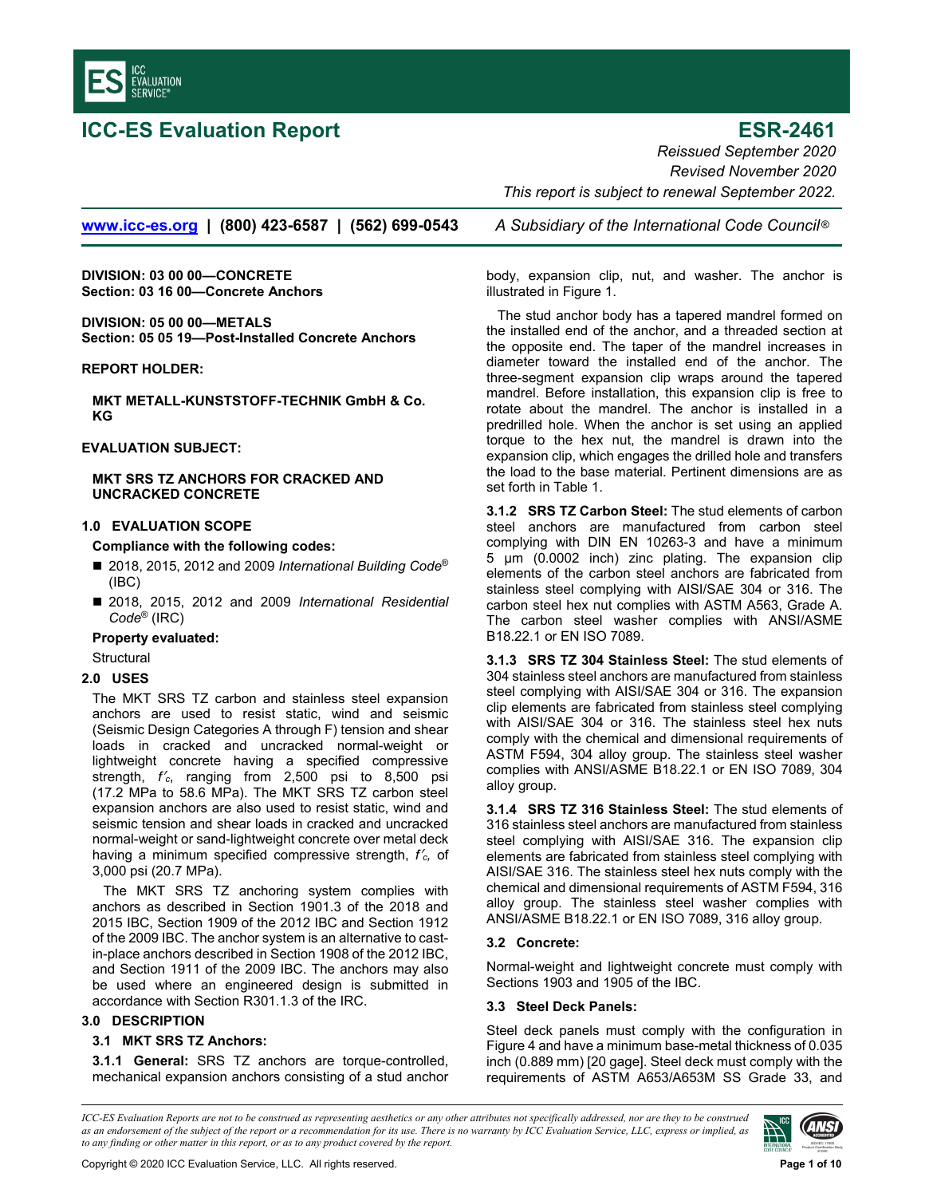# ICC-ES Evaluation Report

# ESR-2461

*Reissued September 2020*

*Revised November 2020*

*This report is subject to renewal September 2022.*

www.icc-es.org | (800) 423-6587 | (562) 699-0543 *A Subsidiary of the International Code Council®*

**DIVISION: 03 00 00—CONCRETE**
**Section: 03 16 00—Concrete Anchors**

**DIVISION: 05 00 00—METALS**
**Section: 05 05 19—Post-Installed Concrete Anchors**

**REPORT HOLDER:**

**MKT METALL-KUNSTSTOFF-TECHNIK GmbH & Co. KG**

**EVALUATION SUBJECT:**

**MKT SRS TZ ANCHORS FOR CRACKED AND UNCRACKED CONCRETE**

## 1.0 EVALUATION SCOPE

**Compliance with the following codes:**

- 2018, 2015, 2012 and 2009 *International Building Code®* (IBC)
- 2018, 2015, 2012 and 2009 *International Residential Code®* (IRC)

**Property evaluated:**

Structural

## 2.0 USES

The MKT SRS TZ carbon and stainless steel expansion anchors are used to resist static, wind and seismic (Seismic Design Categories A through F) tension and shear loads in cracked and uncracked normal-weight or lightweight concrete having a specified compressive strength, $f'_c$, ranging from 2,500 psi to 8,500 psi (17.2 MPa to 58.6 MPa). The MKT SRS TZ carbon steel expansion anchors are also used to resist static, wind and seismic tension and shear loads in cracked and uncracked normal-weight or sand-lightweight concrete over metal deck having a minimum specified compressive strength, $f'_c$, of 3,000 psi (20.7 MPa).

The MKT SRS TZ anchoring system complies with anchors as described in Section 1901.3 of the 2018 and 2015 IBC, Section 1909 of the 2012 IBC and Section 1912 of the 2009 IBC. The anchor system is an alternative to cast-in-place anchors described in Section 1908 of the 2012 IBC, and Section 1911 of the 2009 IBC. The anchors may also be used where an engineered design is submitted in accordance with Section R301.1.3 of the IRC.

## 3.0 DESCRIPTION

### 3.1 MKT SRS TZ Anchors:

**3.1.1 General:** SRS TZ anchors are torque-controlled, mechanical expansion anchors consisting of a stud anchor body, expansion clip, nut, and washer. The anchor is illustrated in Figure 1.

The stud anchor body has a tapered mandrel formed on the installed end of the anchor, and a threaded section at the opposite end. The taper of the mandrel increases in diameter toward the installed end of the anchor. The three-segment expansion clip wraps around the tapered mandrel. Before installation, this expansion clip is free to rotate about the mandrel. The anchor is installed in a predrilled hole. When the anchor is set using an applied torque to the hex nut, the mandrel is drawn into the expansion clip, which engages the drilled hole and transfers the load to the base material. Pertinent dimensions are as set forth in Table 1.

**3.1.2 SRS TZ Carbon Steel:** The stud elements of carbon steel anchors are manufactured from carbon steel complying with DIN EN 10263-3 and have a minimum 5 μm (0.0002 inch) zinc plating. The expansion clip elements of the carbon steel anchors are fabricated from stainless steel complying with AISI/SAE 304 or 316. The carbon steel hex nut complies with ASTM A563, Grade A. The carbon steel washer complies with ANSI/ASME B18.22.1 or EN ISO 7089.

**3.1.3 SRS TZ 304 Stainless Steel:** The stud elements of 304 stainless steel anchors are manufactured from stainless steel complying with AISI/SAE 304 or 316. The expansion clip elements are fabricated from stainless steel complying with AISI/SAE 304 or 316. The stainless steel hex nuts comply with the chemical and dimensional requirements of ASTM F594, 304 alloy group. The stainless steel washer complies with ANSI/ASME B18.22.1 or EN ISO 7089, 304 alloy group.

**3.1.4 SRS TZ 316 Stainless Steel:** The stud elements of 316 stainless steel anchors are manufactured from stainless steel complying with AISI/SAE 316. The expansion clip elements are fabricated from stainless steel complying with AISI/SAE 316. The stainless steel hex nuts comply with the chemical and dimensional requirements of ASTM F594, 316 alloy group. The stainless steel washer complies with ANSI/ASME B18.22.1 or EN ISO 7089, 316 alloy group.

### 3.2 Concrete:

Normal-weight and lightweight concrete must comply with Sections 1903 and 1905 of the IBC.

### 3.3 Steel Deck Panels:

Steel deck panels must comply with the configuration in Figure 4 and have a minimum base-metal thickness of 0.035 inch (0.889 mm) [20 gage]. Steel deck must comply with the requirements of ASTM A653/A653M SS Grade 33, and

*ICC-ES Evaluation Reports are not to be construed as representing aesthetics or any other attributes not specifically addressed, nor are they to be construed as an endorsement of the subject of the report or a recommendation for its use. There is no warranty by ICC Evaluation Service, LLC, express or implied, as to any finding or other matter in this report, or as to any product covered by the report.*

Copyright © 2020 ICC Evaluation Service, LLC. All rights reserved.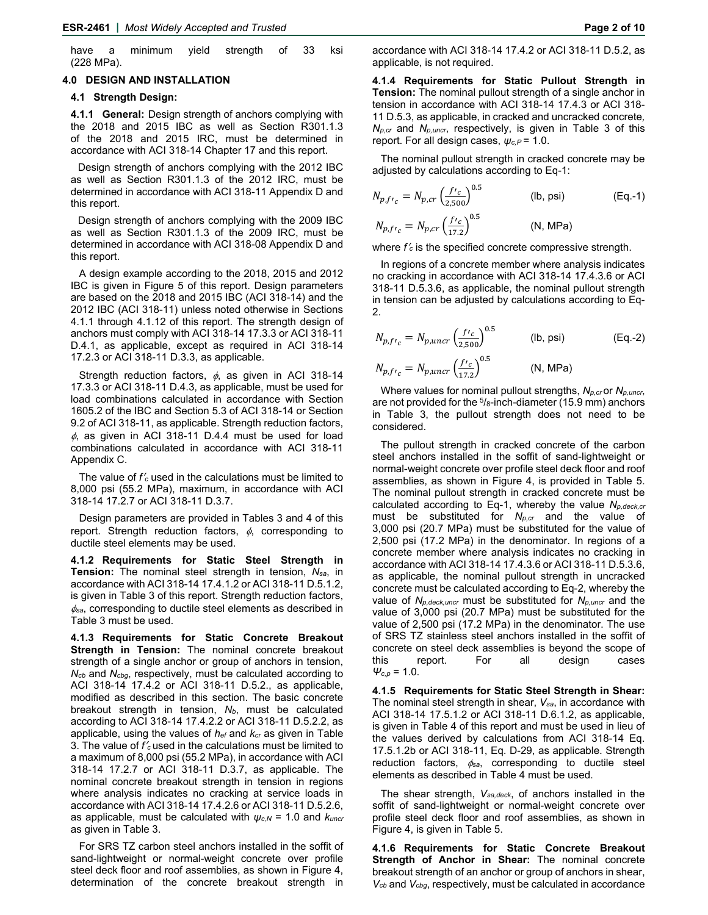have a minimum yield strength of 33 ksi (228 MPa).

## 4.0 DESIGN AND INSTALLATION

### 4.1 Strength Design:

**4.1.1 General:** Design strength of anchors complying with the 2018 and 2015 IBC as well as Section R301.1.3 of the 2018 and 2015 IRC, must be determined in accordance with ACI 318-14 Chapter 17 and this report.

Design strength of anchors complying with the 2012 IBC as well as Section R301.1.3 of the 2012 IRC, must be determined in accordance with ACI 318-11 Appendix D and this report.

Design strength of anchors complying with the 2009 IBC as well as Section R301.1.3 of the 2009 IRC, must be determined in accordance with ACI 318-08 Appendix D and this report.

A design example according to the 2018, 2015 and 2012 IBC is given in Figure 5 of this report. Design parameters are based on the 2018 and 2015 IBC (ACI 318-14) and the 2012 IBC (ACI 318-11) unless noted otherwise in Sections 4.1.1 through 4.1.12 of this report. The strength design of anchors must comply with ACI 318-14 17.3.3 or ACI 318-11 D.4.1, as applicable, except as required in ACI 318-14 17.2.3 or ACI 318-11 D.3.3, as applicable.

Strength reduction factors, $\phi$, as given in ACI 318-14 17.3.3 or ACI 318-11 D.4.3, as applicable, must be used for load combinations calculated in accordance with Section 1605.2 of the IBC and Section 5.3 of ACI 318-14 or Section 9.2 of ACI 318-11, as applicable. Strength reduction factors, $\phi$, as given in ACI 318-11 D.4.4 must be used for load combinations calculated in accordance with ACI 318-11 Appendix C.

The value of $f'_c$ used in the calculations must be limited to 8,000 psi (55.2 MPa), maximum, in accordance with ACI 318-14 17.2.7 or ACI 318-11 D.3.7.

Design parameters are provided in Tables 3 and 4 of this report. Strength reduction factors, $\phi$, corresponding to ductile steel elements may be used.

**4.1.2 Requirements for Static Steel Strength in Tension:** The nominal steel strength in tension, $N_{sa}$, in accordance with ACI 318-14 17.4.1.2 or ACI 318-11 D.5.1.2, is given in Table 3 of this report. Strength reduction factors, $\phi_{sa}$, corresponding to ductile steel elements as described in Table 3 must be used.

**4.1.3 Requirements for Static Concrete Breakout Strength in Tension:** The nominal concrete breakout strength of a single anchor or group of anchors in tension, $N_{cb}$ and $N_{cbg}$, respectively, must be calculated according to ACI 318-14 17.4.2 or ACI 318-11 D.5.2., as applicable, modified as described in this section. The basic concrete breakout strength in tension, $N_b$, must be calculated according to ACI 318-14 17.4.2.2 or ACI 318-11 D.5.2.2, as applicable, using the values of $h_{ef}$ and $k_{cr}$ as given in Table 3. The value of $f'_c$ used in the calculations must be limited to a maximum of 8,000 psi (55.2 MPa), in accordance with ACI 318-14 17.2.7 or ACI 318-11 D.3.7, as applicable. The nominal concrete breakout strength in tension in regions where analysis indicates no cracking at service loads in accordance with ACI 318-14 17.4.2.6 or ACI 318-11 D.5.2.6, as applicable, must be calculated with $\psi_{c,N}$ = 1.0 and $k_{uncr}$ as given in Table 3.

For SRS TZ carbon steel anchors installed in the soffit of sand-lightweight or normal-weight concrete over profile steel deck floor and roof assemblies, as shown in Figure 4, determination of the concrete breakout strength in accordance with ACI 318-14 17.4.2 or ACI 318-11 D.5.2, as applicable, is not required.

**4.1.4 Requirements for Static Pullout Strength in Tension:** The nominal pullout strength of a single anchor in tension in accordance with ACI 318-14 17.4.3 or ACI 318-11 D.5.3, as applicable, in cracked and uncracked concrete, $N_{p,cr}$ and $N_{p,uncr}$, respectively, is given in Table 3 of this report. For all design cases, $\psi_{c,P}$ = 1.0.

The nominal pullout strength in cracked concrete may be adjusted by calculations according to Eq-1:

$$N_{p,f'c} = N_{p,cr}\left(\frac{f'_c}{2{,}500}\right)^{0.5} \quad \text{(lb, psi)} \qquad \text{(Eq.-1)}$$

$$N_{p,f'c} = N_{p,cr}\left(\frac{f'_c}{17.2}\right)^{0.5} \quad \text{(N, MPa)}$$

where $f'_c$ is the specified concrete compressive strength.

In regions of a concrete member where analysis indicates no cracking in accordance with ACI 318-14 17.4.3.6 or ACI 318-11 D.5.3.6, as applicable, the nominal pullout strength in tension can be adjusted by calculations according to Eq-2.

$$N_{p,f'c} = N_{p,uncr}\left(\frac{f'_c}{2{,}500}\right)^{0.5} \quad \text{(lb, psi)} \qquad \text{(Eq.-2)}$$

$$N_{p,f'c} = N_{p,uncr}\left(\frac{f'_c}{17.2}\right)^{0.5} \quad \text{(N, MPa)}$$

Where values for nominal pullout strengths, $N_{p,cr}$ or $N_{p,uncr}$, are not provided for the $^5/_8$-inch-diameter (15.9 mm) anchors in Table 3, the pullout strength does not need to be considered.

The pullout strength in cracked concrete of the carbon steel anchors installed in the soffit of sand-lightweight or normal-weight concrete over profile steel deck floor and roof assemblies, as shown in Figure 4, is provided in Table 5. The nominal pullout strength in cracked concrete must be calculated according to Eq-1, whereby the value $N_{p,deck,cr}$ must be substituted for $N_{p,cr}$ and the value of 3,000 psi (20.7 MPa) must be substituted for the value of 2,500 psi (17.2 MPa) in the denominator. In regions of a concrete member where analysis indicates no cracking in accordance with ACI 318-14 17.4.3.6 or ACI 318-11 D.5.3.6, as applicable, the nominal pullout strength in uncracked concrete must be calculated according to Eq-2, whereby the value of $N_{p,deck,uncr}$ must be substituted for $N_{p,uncr}$ and the value of 3,000 psi (20.7 MPa) must be substituted for the value of 2,500 psi (17.2 MPa) in the denominator. The use of SRS TZ stainless steel anchors installed in the soffit of concrete on steel deck assemblies is beyond the scope of this report. For all design cases $\Psi_{c,p}$ = 1.0.

**4.1.5 Requirements for Static Steel Strength in Shear:** The nominal steel strength in shear, $V_{sa}$, in accordance with ACI 318-14 17.5.1.2 or ACI 318-11 D.6.1.2, as applicable, is given in Table 4 of this report and must be used in lieu of the values derived by calculations from ACI 318-14 Eq. 17.5.1.2b or ACI 318-11, Eq. D-29, as applicable. Strength reduction factors, $\phi_{sa}$, corresponding to ductile steel elements as described in Table 4 must be used.

The shear strength, $V_{sa,deck}$, of anchors installed in the soffit of sand-lightweight or normal-weight concrete over profile steel deck floor and roof assemblies, as shown in Figure 4, is given in Table 5.

**4.1.6 Requirements for Static Concrete Breakout Strength of Anchor in Shear:** The nominal concrete breakout strength of an anchor or group of anchors in shear, $V_{cb}$ and $V_{cbg}$, respectively, must be calculated in accordance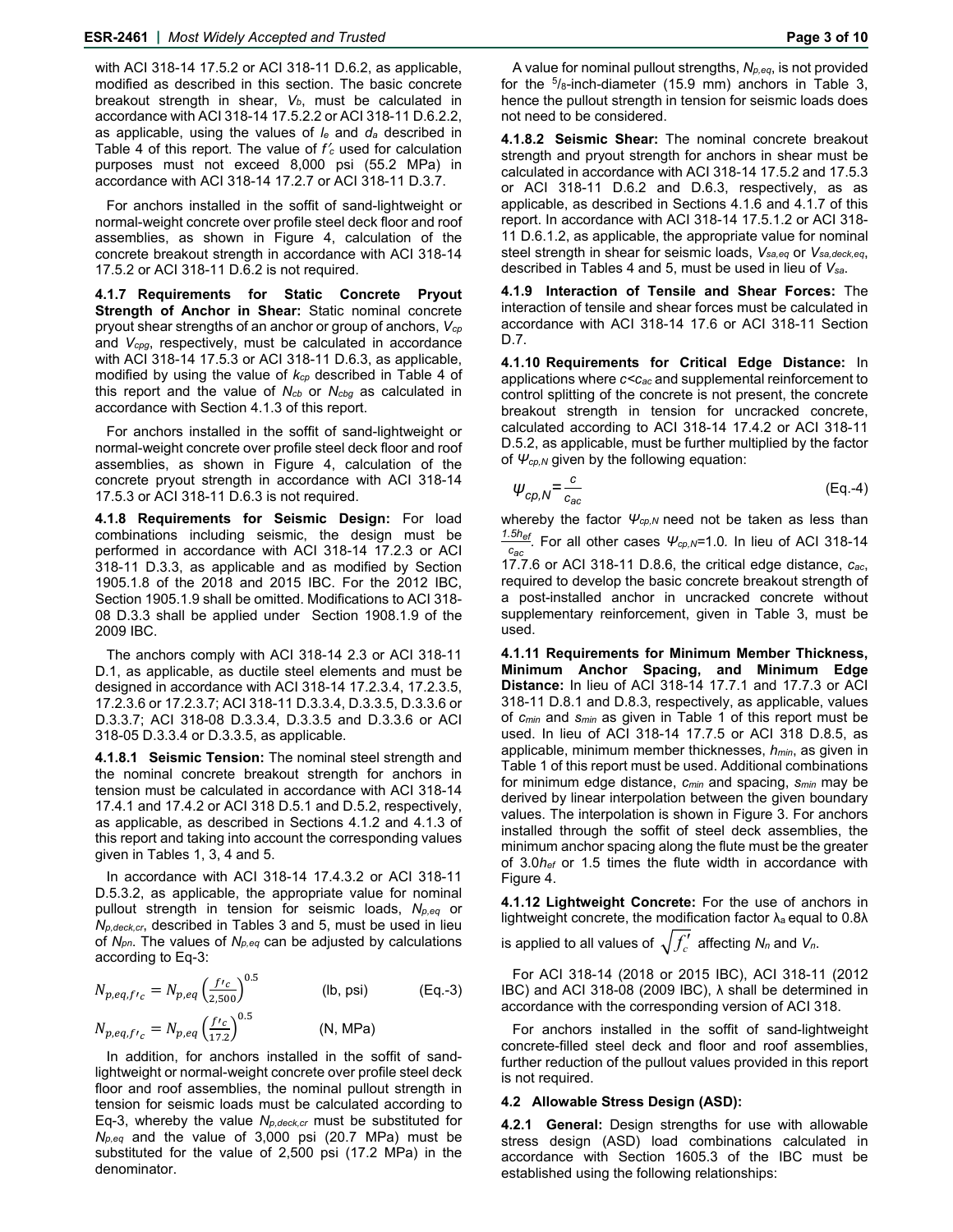with ACI 318-14 17.5.2 or ACI 318-11 D.6.2, as applicable, modified as described in this section. The basic concrete breakout strength in shear, $V_b$, must be calculated in accordance with ACI 318-14 17.5.2.2 or ACI 318-11 D.6.2.2, as applicable, using the values of $l_e$ and $d_a$ described in Table 4 of this report. The value of $f'_c$ used for calculation purposes must not exceed 8,000 psi (55.2 MPa) in accordance with ACI 318-14 17.2.7 or ACI 318-11 D.3.7.

For anchors installed in the soffit of sand-lightweight or normal-weight concrete over profile steel deck floor and roof assemblies, as shown in Figure 4, calculation of the concrete breakout strength in accordance with ACI 318-14 17.5.2 or ACI 318-11 D.6.2 is not required.

**4.1.7 Requirements for Static Concrete Pryout Strength of Anchor in Shear:** Static nominal concrete pryout shear strengths of an anchor or group of anchors, $V_{cp}$ and $V_{cpg}$, respectively, must be calculated in accordance with ACI 318-14 17.5.3 or ACI 318-11 D.6.3, as applicable, modified by using the value of $k_{cp}$ described in Table 4 of this report and the value of $N_{cb}$ or $N_{cbg}$ as calculated in accordance with Section 4.1.3 of this report.

For anchors installed in the soffit of sand-lightweight or normal-weight concrete over profile steel deck floor and roof assemblies, as shown in Figure 4, calculation of the concrete pryout strength in accordance with ACI 318-14 17.5.3 or ACI 318-11 D.6.3 is not required.

**4.1.8 Requirements for Seismic Design:** For load combinations including seismic, the design must be performed in accordance with ACI 318-14 17.2.3 or ACI 318-11 D.3.3, as applicable and as modified by Section 1905.1.8 of the 2018 and 2015 IBC. For the 2012 IBC, Section 1905.1.9 shall be omitted. Modifications to ACI 318-08 D.3.3 shall be applied under Section 1908.1.9 of the 2009 IBC.

The anchors comply with ACI 318-14 2.3 or ACI 318-11 D.1, as applicable, as ductile steel elements and must be designed in accordance with ACI 318-14 17.2.3.4, 17.2.3.5, 17.2.3.6 or 17.2.3.7; ACI 318-11 D.3.3.4, D.3.3.5, D.3.3.6 or D.3.3.7; ACI 318-08 D.3.3.4, D.3.3.5 and D.3.3.6 or ACI 318-05 D.3.3.4 or D.3.3.5, as applicable.

**4.1.8.1 Seismic Tension:** The nominal steel strength and the nominal concrete breakout strength for anchors in tension must be calculated in accordance with ACI 318-14 17.4.1 and 17.4.2 or ACI 318 D.5.1 and D.5.2, respectively, as applicable, as described in Sections 4.1.2 and 4.1.3 of this report and taking into account the corresponding values given in Tables 1, 3, 4 and 5.

In accordance with ACI 318-14 17.4.3.2 or ACI 318-11 D.5.3.2, as applicable, the appropriate value for nominal pullout strength in tension for seismic loads, $N_{p,eq}$ or $N_{p,deck,cr}$, described in Tables 3 and 5, must be used in lieu of $N_{pn}$. The values of $N_{p,eq}$ can be adjusted by calculations according to Eq-3:

$$N_{p,eq,f'_c} = N_{p,eq}\left(\frac{f'_c}{2{,}500}\right)^{0.5} \qquad \text{(lb, psi)} \qquad \text{(Eq.-3)}$$

$$N_{p,eq,f'_c} = N_{p,eq}\left(\frac{f'_c}{17.2}\right)^{0.5} \qquad \text{(N, MPa)}$$

In addition, for anchors installed in the soffit of sand-lightweight or normal-weight concrete over profile steel deck floor and roof assemblies, the nominal pullout strength in tension for seismic loads must be calculated according to Eq-3, whereby the value $N_{p,deck,cr}$ must be substituted for $N_{p,eq}$ and the value of 3,000 psi (20.7 MPa) must be substituted for the value of 2,500 psi (17.2 MPa) in the denominator.

A value for nominal pullout strengths, $N_{p,eq}$, is not provided for the $^5/_8$-inch-diameter (15.9 mm) anchors in Table 3, hence the pullout strength in tension for seismic loads does not need to be considered.

**4.1.8.2 Seismic Shear:** The nominal concrete breakout strength and pryout strength for anchors in shear must be calculated in accordance with ACI 318-14 17.5.2 and 17.5.3 or ACI 318-11 D.6.2 and D.6.3, respectively, as applicable, as described in Sections 4.1.6 and 4.1.7 of this report. In accordance with ACI 318-14 17.5.1.2 or ACI 318-11 D.6.1.2, as applicable, the appropriate value for nominal steel strength in shear for seismic loads, $V_{sa,eq}$ or $V_{sa,deck,eq}$, described in Tables 4 and 5, must be used in lieu of $V_{sa}$.

**4.1.9 Interaction of Tensile and Shear Forces:** The interaction of tensile and shear forces must be calculated in accordance with ACI 318-14 17.6 or ACI 318-11 Section D.7.

**4.1.10 Requirements for Critical Edge Distance:** In applications where $c<c_{ac}$ and supplemental reinforcement to control splitting of the concrete is not present, the concrete breakout strength in tension for uncracked concrete, calculated according to ACI 318-14 17.4.2 or ACI 318-11 D.5.2, as applicable, must be further multiplied by the factor of $\Psi_{cp,N}$ given by the following equation:

$$\Psi_{cp,N} = \frac{c}{c_{ac}} \qquad \text{(Eq.-4)}$$

whereby the factor $\Psi_{cp,N}$ need not be taken as less than $\frac{1.5h_{ef}}{c_{ac}}$. For all other cases $\Psi_{cp,N}$=1.0. In lieu of ACI 318-14 17.7.6 or ACI 318-11 D.8.6, the critical edge distance, $c_{ac}$, required to develop the basic concrete breakout strength of a post-installed anchor in uncracked concrete without supplementary reinforcement, given in Table 3, must be used.

**4.1.11 Requirements for Minimum Member Thickness, Minimum Anchor Spacing, and Minimum Edge Distance:** In lieu of ACI 318-14 17.7.1 and 17.7.3 or ACI 318-11 D.8.1 and D.8.3, respectively, as applicable, values of $c_{min}$ and $s_{min}$ as given in Table 1 of this report must be used. In lieu of ACI 318-14 17.7.5 or ACI 318 D.8.5, as applicable, minimum member thicknesses, $h_{min}$, as given in Table 1 of this report must be used. Additional combinations for minimum edge distance, $c_{min}$ and spacing, $s_{min}$ may be derived by linear interpolation between the given boundary values. The interpolation is shown in Figure 3. For anchors installed through the soffit of steel deck assemblies, the minimum anchor spacing along the flute must be the greater of 3.0$h_{ef}$ or 1.5 times the flute width in accordance with Figure 4.

**4.1.12 Lightweight Concrete:** For the use of anchors in lightweight concrete, the modification factor $\lambda_a$ equal to 0.8$\lambda$ is applied to all values of $\sqrt{f'_c}$ affecting $N_n$ and $V_n$.

For ACI 318-14 (2018 or 2015 IBC), ACI 318-11 (2012 IBC) and ACI 318-08 (2009 IBC), $\lambda$ shall be determined in accordance with the corresponding version of ACI 318.

For anchors installed in the soffit of sand-lightweight concrete-filled steel deck and floor and roof assemblies, further reduction of the pullout values provided in this report is not required.

### 4.2 Allowable Stress Design (ASD):

**4.2.1 General:** Design strengths for use with allowable stress design (ASD) load combinations calculated in accordance with Section 1605.3 of the IBC must be established using the following relationships: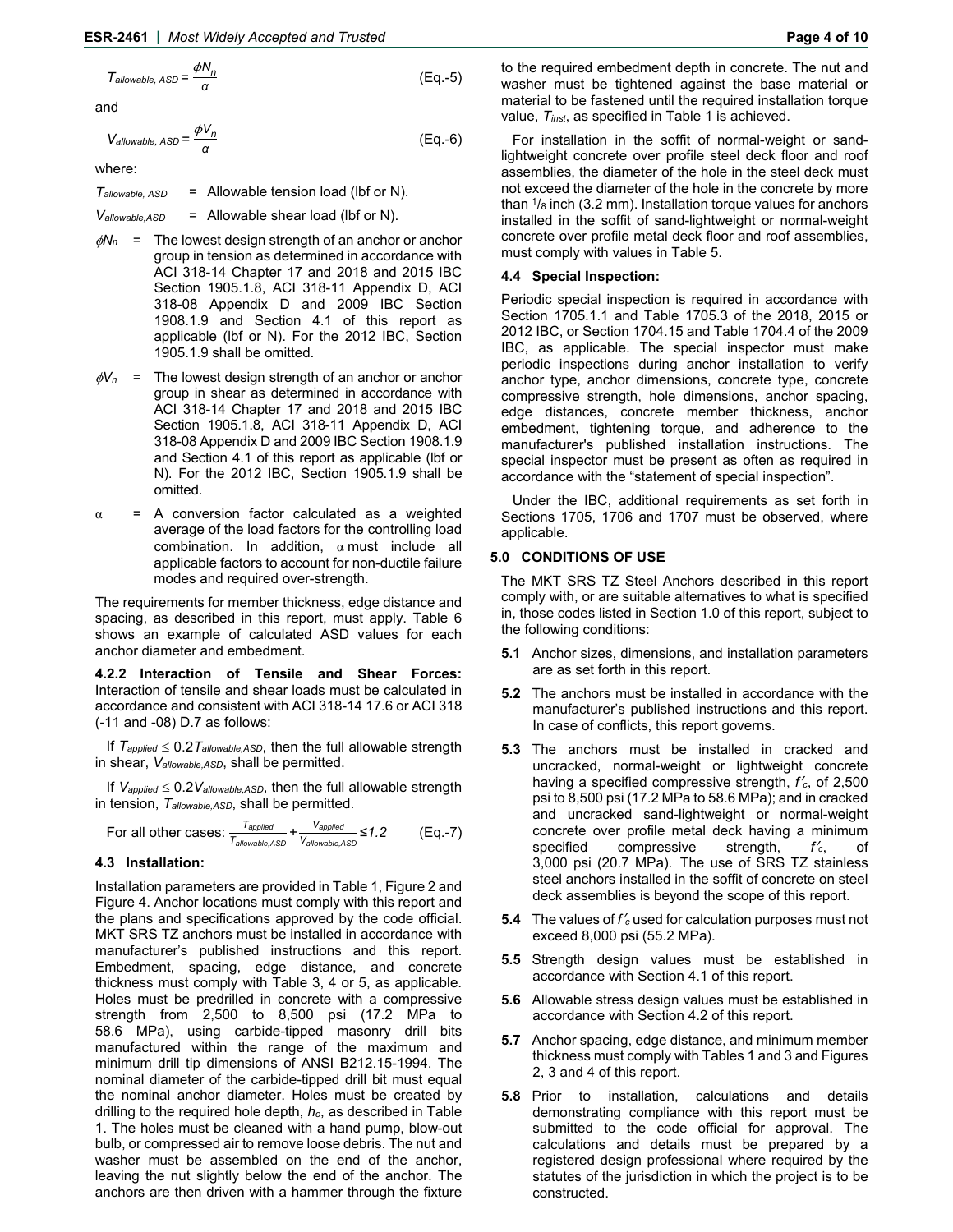$$T_{allowable,\ ASD} = \frac{\phi N_n}{\alpha} \quad \text{(Eq.-5)}$$

and

$$V_{allowable,\ ASD} = \frac{\phi V_n}{\alpha} \quad \text{(Eq.-6)}$$

where:

$T_{allowable,\ ASD}$ = Allowable tension load (lbf or N).

$V_{allowable,ASD}$ = Allowable shear load (lbf or N).

$\phi N_n$ = The lowest design strength of an anchor or anchor group in tension as determined in accordance with ACI 318-14 Chapter 17 and 2018 and 2015 IBC Section 1905.1.8, ACI 318-11 Appendix D, ACI 318-08 Appendix D and 2009 IBC Section 1908.1.9 and Section 4.1 of this report as applicable (lbf or N). For the 2012 IBC, Section 1905.1.9 shall be omitted.

$\phi V_n$ = The lowest design strength of an anchor or anchor group in shear as determined in accordance with ACI 318-14 Chapter 17 and 2018 and 2015 IBC Section 1905.1.8, ACI 318-11 Appendix D, ACI 318-08 Appendix D and 2009 IBC Section 1908.1.9 and Section 4.1 of this report as applicable (lbf or N). For the 2012 IBC, Section 1905.1.9 shall be omitted.

$\alpha$ = A conversion factor calculated as a weighted average of the load factors for the controlling load combination. In addition, $\alpha$ must include all applicable factors to account for non-ductile failure modes and required over-strength.

The requirements for member thickness, edge distance and spacing, as described in this report, must apply. Table 6 shows an example of calculated ASD values for each anchor diameter and embedment.

**4.2.2 Interaction of Tensile and Shear Forces:** Interaction of tensile and shear loads must be calculated in accordance and consistent with ACI 318-14 17.6 or ACI 318 (-11 and -08) D.7 as follows:

If $T_{applied} \leq 0.2T_{allowable,ASD}$, then the full allowable strength in shear, $V_{allowable,ASD}$, shall be permitted.

If $V_{applied} \leq 0.2V_{allowable,ASD}$, then the full allowable strength in tension, $T_{allowable,ASD}$, shall be permitted.

For all other cases: $\frac{T_{applied}}{T_{allowable,ASD}} + \frac{V_{applied}}{V_{allowable,ASD}} \leq 1.2$ (Eq.-7)

### 4.3 Installation:

Installation parameters are provided in Table 1, Figure 2 and Figure 4. Anchor locations must comply with this report and the plans and specifications approved by the code official. MKT SRS TZ anchors must be installed in accordance with manufacturer's published instructions and this report. Embedment, spacing, edge distance, and concrete thickness must comply with Table 3, 4 or 5, as applicable. Holes must be predrilled in concrete with a compressive strength from 2,500 to 8,500 psi (17.2 MPa to 58.6 MPa), using carbide-tipped masonry drill bits manufactured within the range of the maximum and minimum drill tip dimensions of ANSI B212.15-1994. The nominal diameter of the carbide-tipped drill bit must equal the nominal anchor diameter. Holes must be created by drilling to the required hole depth, $h_o$, as described in Table 1. The holes must be cleaned with a hand pump, blow-out bulb, or compressed air to remove loose debris. The nut and washer must be assembled on the end of the anchor, leaving the nut slightly below the end of the anchor. The anchors are then driven with a hammer through the fixture to the required embedment depth in concrete. The nut and washer must be tightened against the base material or material to be fastened until the required installation torque value, $T_{inst}$, as specified in Table 1 is achieved.

For installation in the soffit of normal-weight or sand-lightweight concrete over profile steel deck floor and roof assemblies, the diameter of the hole in the steel deck must not exceed the diameter of the hole in the concrete by more than 1/8 inch (3.2 mm). Installation torque values for anchors installed in the soffit of sand-lightweight or normal-weight concrete over profile metal deck floor and roof assemblies, must comply with values in Table 5.

### 4.4 Special Inspection:

Periodic special inspection is required in accordance with Section 1705.1.1 and Table 1705.3 of the 2018, 2015 or 2012 IBC, or Section 1704.15 and Table 1704.4 of the 2009 IBC, as applicable. The special inspector must make periodic inspections during anchor installation to verify anchor type, anchor dimensions, concrete type, concrete compressive strength, hole dimensions, anchor spacing, edge distances, concrete member thickness, anchor embedment, tightening torque, and adherence to the manufacturer's published installation instructions. The special inspector must be present as often as required in accordance with the "statement of special inspection".

Under the IBC, additional requirements as set forth in Sections 1705, 1706 and 1707 must be observed, where applicable.

## 5.0 CONDITIONS OF USE

The MKT SRS TZ Steel Anchors described in this report comply with, or are suitable alternatives to what is specified in, those codes listed in Section 1.0 of this report, subject to the following conditions:

**5.1** Anchor sizes, dimensions, and installation parameters are as set forth in this report.

**5.2** The anchors must be installed in accordance with the manufacturer's published instructions and this report. In case of conflicts, this report governs.

**5.3** The anchors must be installed in cracked and uncracked, normal-weight or lightweight concrete having a specified compressive strength, $f'_c$, of 2,500 psi to 8,500 psi (17.2 MPa to 58.6 MPa); and in cracked and uncracked sand-lightweight or normal-weight concrete over profile metal deck having a minimum specified compressive strength, $f'_c$, of 3,000 psi (20.7 MPa). The use of SRS TZ stainless steel anchors installed in the soffit of concrete on steel deck assemblies is beyond the scope of this report.

**5.4** The values of $f'_c$ used for calculation purposes must not exceed 8,000 psi (55.2 MPa).

**5.5** Strength design values must be established in accordance with Section 4.1 of this report.

**5.6** Allowable stress design values must be established in accordance with Section 4.2 of this report.

**5.7** Anchor spacing, edge distance, and minimum member thickness must comply with Tables 1 and 3 and Figures 2, 3 and 4 of this report.

**5.8** Prior to installation, calculations and details demonstrating compliance with this report must be submitted to the code official for approval. The calculations and details must be prepared by a registered design professional where required by the statutes of the jurisdiction in which the project is to be constructed.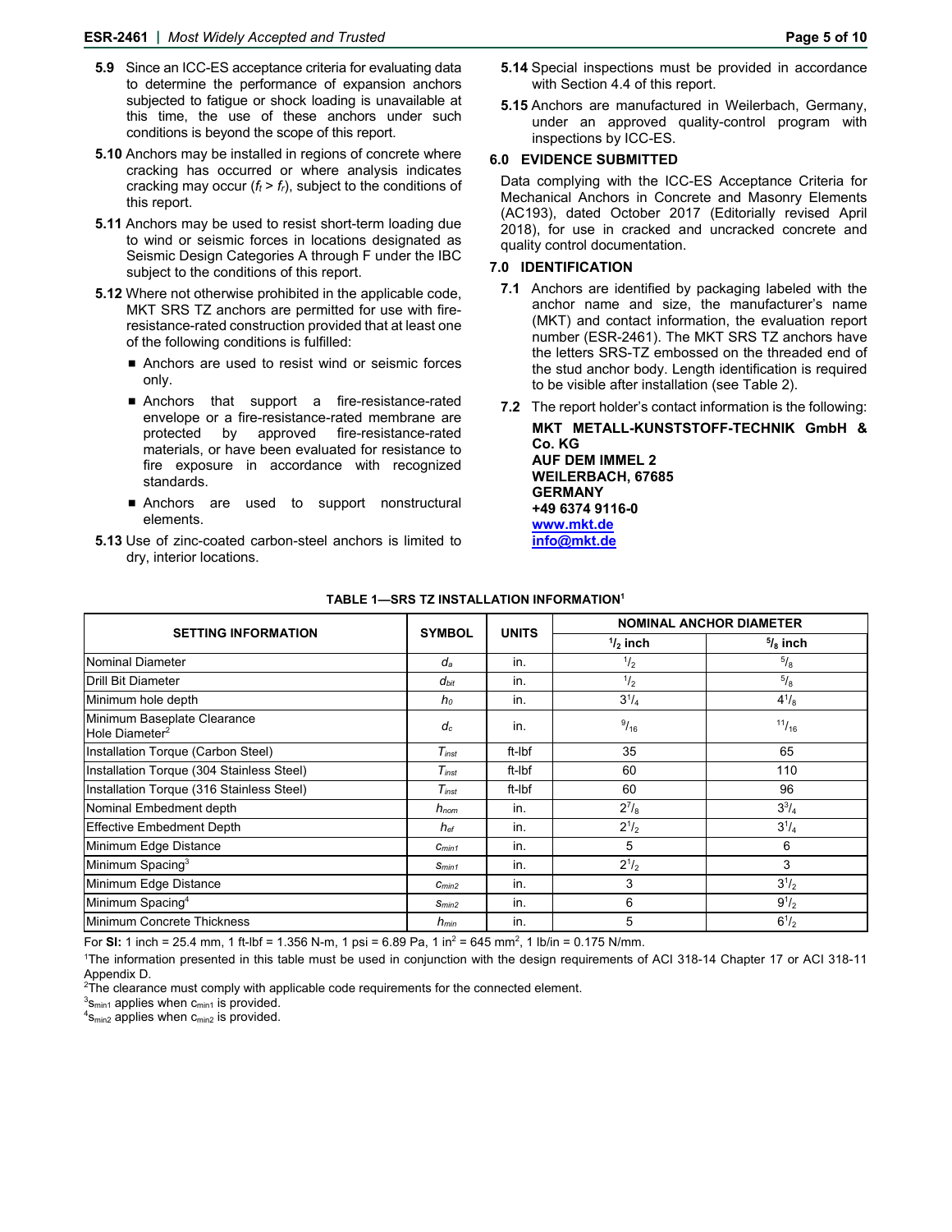**5.9** Since an ICC-ES acceptance criteria for evaluating data to determine the performance of expansion anchors subjected to fatigue or shock loading is unavailable at this time, the use of these anchors under such conditions is beyond the scope of this report.

**5.10** Anchors may be installed in regions of concrete where cracking has occurred or where analysis indicates cracking may occur ($f_t > f_r$), subject to the conditions of this report.

**5.11** Anchors may be used to resist short-term loading due to wind or seismic forces in locations designated as Seismic Design Categories A through F under the IBC subject to the conditions of this report.

**5.12** Where not otherwise prohibited in the applicable code, MKT SRS TZ anchors are permitted for use with fire-resistance-rated construction provided that at least one of the following conditions is fulfilled:

- Anchors are used to resist wind or seismic forces only.
- Anchors that support a fire-resistance-rated envelope or a fire-resistance-rated membrane are protected by approved fire-resistance-rated materials, or have been evaluated for resistance to fire exposure in accordance with recognized standards.
- Anchors are used to support nonstructural elements.

**5.13** Use of zinc-coated carbon-steel anchors is limited to dry, interior locations.

**5.14** Special inspections must be provided in accordance with Section 4.4 of this report.

**5.15** Anchors are manufactured in Weilerbach, Germany, under an approved quality-control program with inspections by ICC-ES.

## 6.0 EVIDENCE SUBMITTED

Data complying with the ICC-ES Acceptance Criteria for Mechanical Anchors in Concrete and Masonry Elements (AC193), dated October 2017 (Editorially revised April 2018), for use in cracked and uncracked concrete and quality control documentation.

## 7.0 IDENTIFICATION

**7.1** Anchors are identified by packaging labeled with the anchor name and size, the manufacturer's name (MKT) and contact information, the evaluation report number (ESR-2461). The MKT SRS TZ anchors have the letters SRS-TZ embossed on the threaded end of the stud anchor body. Length identification is required to be visible after installation (see Table 2).

**7.2** The report holder's contact information is the following:

**MKT METALL-KUNSTSTOFF-TECHNIK GmbH & Co. KG**
**AUF DEM IMMEL 2**
**WEILERBACH, 67685**
**GERMANY**
**+49 6374 9116-0**
**[www.mkt.de](http://www.mkt.de)**
**[info@mkt.de](mailto:info@mkt.de)**

**TABLE 1—SRS TZ INSTALLATION INFORMATION**[1]

| SETTING INFORMATION | SYMBOL | UNITS | NOMINAL ANCHOR DIAMETER | |
|---|---|---|---|---|
| | | | $^1/_2$ inch | $^5/_8$ inch |
| Nominal Diameter | $d_a$ | in. | $^1/_2$ | $^5/_8$ |
| Drill Bit Diameter | $d_{bit}$ | in. | $^1/_2$ | $^5/_8$ |
| Minimum hole depth | $h_0$ | in. | $3^1/_4$ | $4^1/_8$ |
| Minimum Baseplate Clearance Hole Diameter[2] | $d_c$ | in. | $^9/_{16}$ | $^{11}/_{16}$ |
| Installation Torque (Carbon Steel) | $T_{inst}$ | ft-lbf | 35 | 65 |
| Installation Torque (304 Stainless Steel) | $T_{inst}$ | ft-lbf | 60 | 110 |
| Installation Torque (316 Stainless Steel) | $T_{inst}$ | ft-lbf | 60 | 96 |
| Nominal Embedment depth | $h_{nom}$ | in. | $2^7/_8$ | $3^3/_4$ |
| Effective Embedment Depth | $h_{ef}$ | in. | $2^1/_2$ | $3^1/_4$ |
| Minimum Edge Distance | $c_{min1}$ | in. | 5 | 6 |
| Minimum Spacing[3] | $s_{min1}$ | in. | $2^1/_2$ | 3 |
| Minimum Edge Distance | $c_{min2}$ | in. | 3 | $3^1/_2$ |
| Minimum Spacing[4] | $s_{min2}$ | in. | 6 | $9^1/_2$ |
| Minimum Concrete Thickness | $h_{min}$ | in. | 5 | $6^1/_2$ |

For **SI:** 1 inch = 25.4 mm, 1 ft-lbf = 1.356 N-m, 1 psi = 6.89 Pa, 1 in$^2$ = 645 mm$^2$, 1 lb/in = 0.175 N/mm.

[1]The information presented in this table must be used in conjunction with the design requirements of ACI 318-14 Chapter 17 or ACI 318-11 Appendix D.

[2]The clearance must comply with applicable code requirements for the connected element.

[3]$s_{min1}$ applies when $c_{min1}$ is provided.

[4]$s_{min2}$ applies when $c_{min2}$ is provided.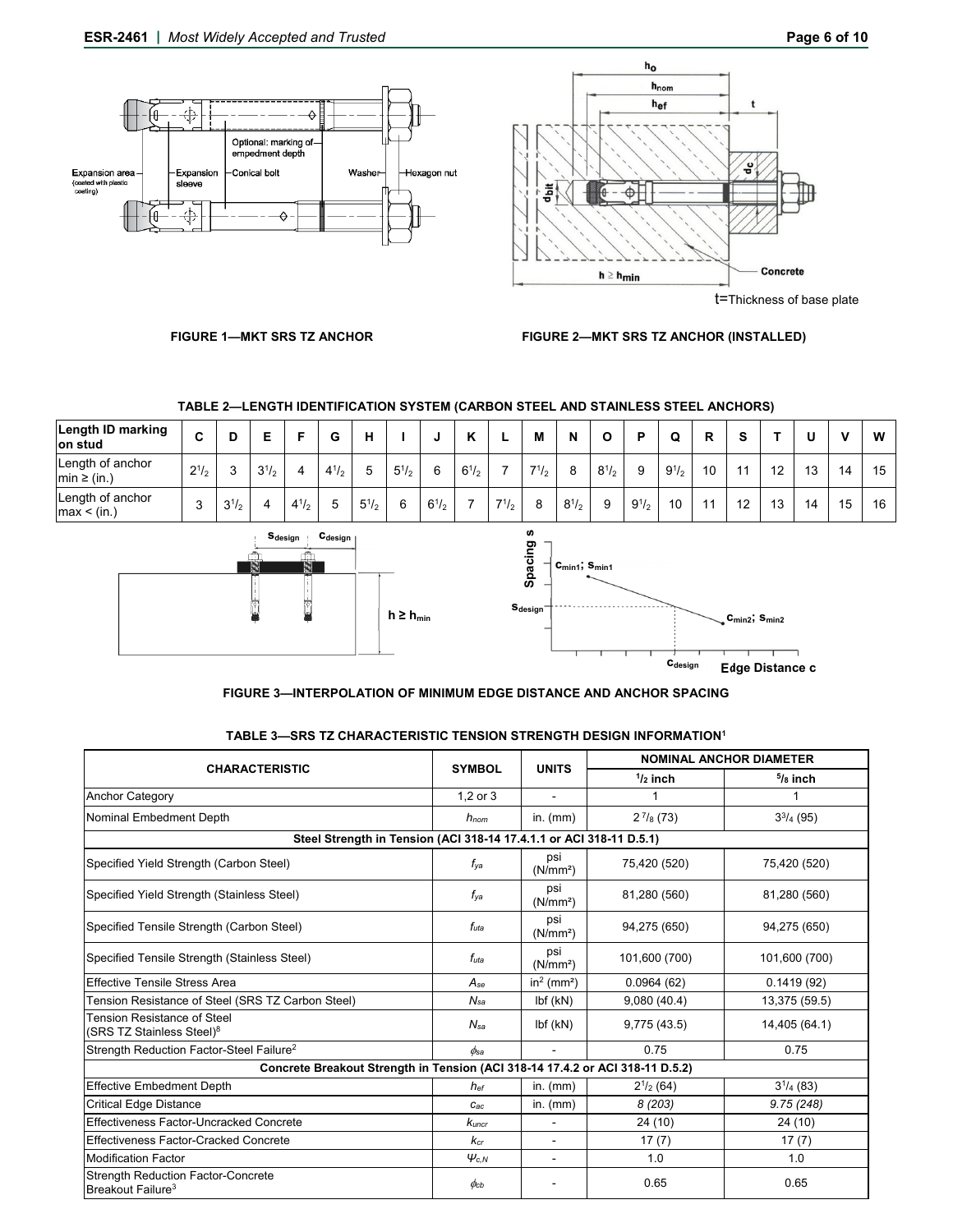FIGURE 1—MKT SRS TZ ANCHOR

FIGURE 2—MKT SRS TZ ANCHOR (INSTALLED)

**TABLE 2—LENGTH IDENTIFICATION SYSTEM (CARBON STEEL AND STAINLESS STEEL ANCHORS)**

| Length ID marking on stud | C | D | E | F | G | H | I | J | K | L | M | N | O | P | Q | R | S | T | U | V | W |
|---|---|---|---|---|---|---|---|---|---|---|---|---|---|---|---|---|---|---|---|---|---|
| Length of anchor min ≥ (in.) | $2^1/_2$ | 3 | $3^1/_2$ | 4 | $4^1/_2$ | 5 | $5^1/_2$ | 6 | $6^1/_2$ | 7 | $7^1/_2$ | 8 | $8^1/_2$ | 9 | $9^1/_2$ | 10 | 11 | 12 | 13 | 14 | 15 |
| Length of anchor max < (in.) | 3 | $3^1/_2$ | 4 | $4^1/_2$ | 5 | $5^1/_2$ | 6 | $6^1/_2$ | 7 | $7^1/_2$ | 8 | $8^1/_2$ | 9 | $9^1/_2$ | 10 | 11 | 12 | 13 | 14 | 15 | 16 |

FIGURE 3—INTERPOLATION OF MINIMUM EDGE DISTANCE AND ANCHOR SPACING

**TABLE 3—SRS TZ CHARACTERISTIC TENSION STRENGTH DESIGN INFORMATION**[1]

| CHARACTERISTIC | SYMBOL | UNITS | NOMINAL ANCHOR DIAMETER | |
|---|---|---|---|---|
| | | | $^1/_2$ inch | $^5/_8$ inch |
| Anchor Category | 1,2 or 3 | - | 1 | 1 |
| Nominal Embedment Depth | $h_{nom}$ | in. (mm) | $2^7/_8$ (73) | $3^3/_4$ (95) |
| **Steel Strength in Tension (ACI 318-14 17.4.1.1 or ACI 318-11 D.5.1)** | | | | |
| Specified Yield Strength (Carbon Steel) | $f_{ya}$ | psi (N/mm²) | 75,420 (520) | 75,420 (520) |
| Specified Yield Strength (Stainless Steel) | $f_{ya}$ | psi (N/mm²) | 81,280 (560) | 81,280 (560) |
| Specified Tensile Strength (Carbon Steel) | $f_{uta}$ | psi (N/mm²) | 94,275 (650) | 94,275 (650) |
| Specified Tensile Strength (Stainless Steel) | $f_{uta}$ | psi (N/mm²) | 101,600 (700) | 101,600 (700) |
| Effective Tensile Stress Area | $A_{se}$ | in² (mm²) | 0.0964 (62) | 0.1419 (92) |
| Tension Resistance of Steel (SRS TZ Carbon Steel) | $N_{sa}$ | lbf (kN) | 9,080 (40.4) | 13,375 (59.5) |
| Tension Resistance of Steel (SRS TZ Stainless Steel)[8] | $N_{sa}$ | lbf (kN) | 9,775 (43.5) | 14,405 (64.1) |
| Strength Reduction Factor-Steel Failure[2] | $\phi_{sa}$ | - | 0.75 | 0.75 |
| **Concrete Breakout Strength in Tension (ACI 318-14 17.4.2 or ACI 318-11 D.5.2)** | | | | |
| Effective Embedment Depth | $h_{ef}$ | in. (mm) | $2^1/_2$ (64) | $3^1/_4$ (83) |
| Critical Edge Distance | $c_{ac}$ | in. (mm) | *8 (203)* | *9.75 (248)* |
| Effectiveness Factor-Uncracked Concrete | $k_{uncr}$ | - | 24 (10) | 24 (10) |
| Effectiveness Factor-Cracked Concrete | $k_{cr}$ | - | 17 (7) | 17 (7) |
| Modification Factor | $\Psi_{c,N}$ | - | 1.0 | 1.0 |
| Strength Reduction Factor-Concrete Breakout Failure[3] | $\phi_{cb}$ | - | 0.65 | 0.65 |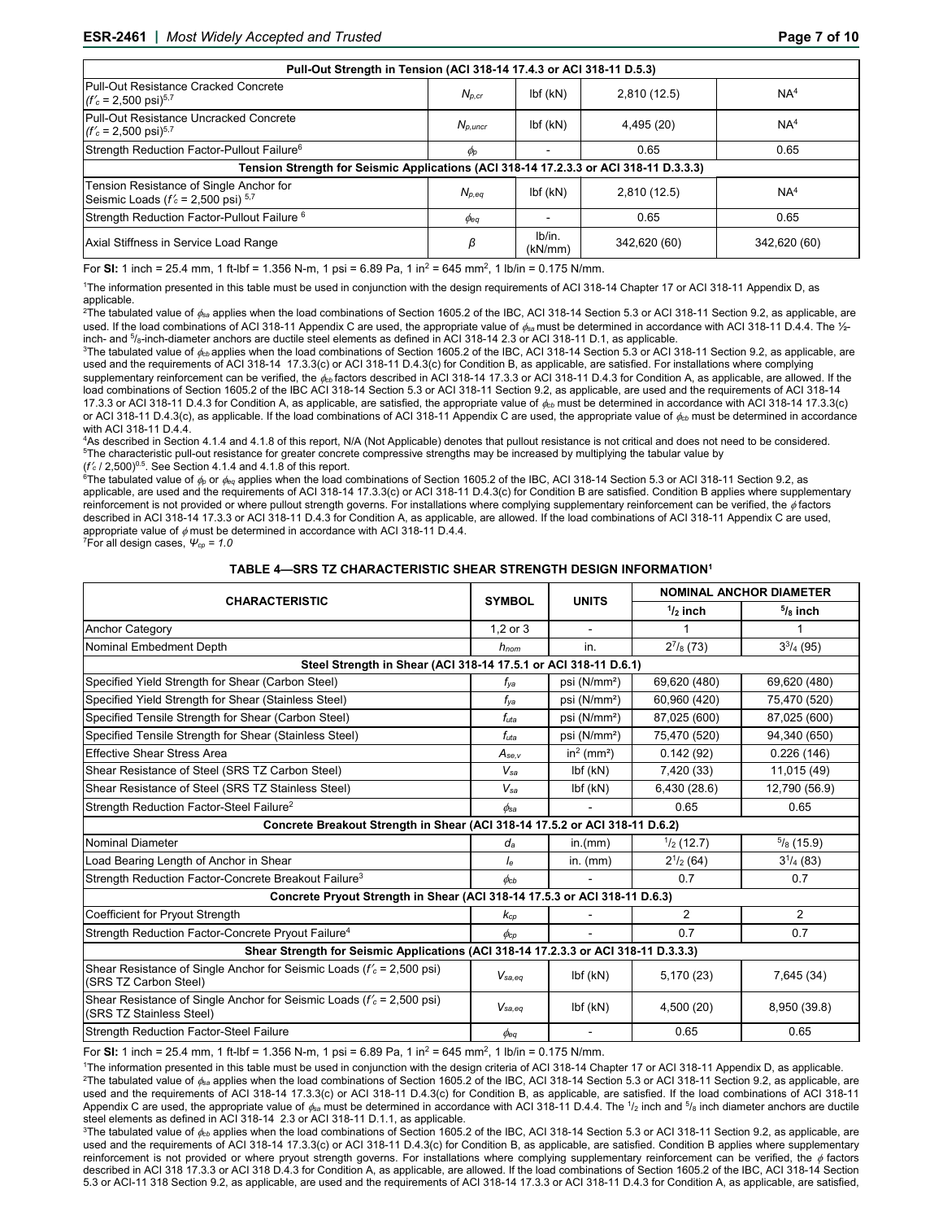| Pull-Out Strength in Tension (ACI 318-14 17.4.3 or ACI 318-11 D.5.3) | | | | |
|---|---|---|---|---|
| Pull-Out Resistance Cracked Concrete ($f'_c$ = 2,500 psi)[5,7] | $N_{p,cr}$ | lbf (kN) | 2,810 (12.5) | NA[4] |
| Pull-Out Resistance Uncracked Concrete ($f'_c$ = 2,500 psi)[5,7] | $N_{p,uncr}$ | lbf (kN) | 4,495 (20) | NA[4] |
| Strength Reduction Factor-Pullout Failure[6] | $\phi_p$ | - | 0.65 | 0.65 |
| **Tension Strength for Seismic Applications (ACI 318-14 17.2.3.3 or ACI 318-11 D.3.3.3)** | | | | |
| Tension Resistance of Single Anchor for Seismic Loads ($f'_c$ = 2,500 psi) [5,7] | $N_{p,eq}$ | lbf (kN) | 2,810 (12.5) | NA[4] |
| Strength Reduction Factor-Pullout Failure [6] | $\phi_{eq}$ | - | 0.65 | 0.65 |
| Axial Stiffness in Service Load Range | $\beta$ | lb/in. (kN/mm) | 342,620 (60) | 342,620 (60) |

For **SI:** 1 inch = 25.4 mm, 1 ft-lbf = 1.356 N-m, 1 psi = 6.89 Pa, 1 in$^2$ = 645 mm$^2$, 1 lb/in = 0.175 N/mm.

[1]The information presented in this table must be used in conjunction with the design requirements of ACI 318-14 Chapter 17 or ACI 318-11 Appendix D, as applicable.

[2]The tabulated value of $\phi_{sa}$ applies when the load combinations of Section 1605.2 of the IBC, ACI 318-14 Section 5.3 or ACI 318-11 Section 9.2, as applicable, are used. If the load combinations of ACI 318-11 Appendix C are used, the appropriate value of $\phi_{sa}$ must be determined in accordance with ACI 318-11 D.4.4. The ½-inch- and ⅝-inch-diameter anchors are ductile steel elements as defined in ACI 318-14 2.3 or ACI 318-11 D.1, as applicable.

[3]The tabulated value of $\phi_{cb}$ applies when the load combinations of Section 1605.2 of the IBC, ACI 318-14 Section 5.3 or ACI 318-11 Section 9.2, as applicable, are used and the requirements of ACI 318-14 17.3.3(c) or ACI 318-11 D.4.3(c) for Condition B, as applicable, are satisfied. For installations where complying supplementary reinforcement can be verified, the $\phi_{cb}$ factors described in ACI 318-14 17.3.3 or ACI 318-11 D.4.3 for Condition A, as applicable, are allowed. If the load combinations of Section 1605.2 of the IBC ACI 318-14 Section 5.3 or ACI 318-11 Section 9.2, as applicable, are used and the requirements of ACI 318-14 17.3.3 or ACI 318-11 D.4.3 for Condition A, as applicable, are satisfied, the appropriate value of $\phi_{cb}$ must be determined in accordance with ACI 318-14 17.3.3(c) or ACI 318-11 D.4.3(c), as applicable. If the load combinations of ACI 318-11 Appendix C are used, the appropriate value of $\phi_{cb}$ must be determined in accordance with ACI 318-11 D.4.4.

[4]As described in Section 4.1.4 and 4.1.8 of this report, N/A (Not Applicable) denotes that pullout resistance is not critical and does not need to be considered.

[5]The characteristic pull-out resistance for greater concrete compressive strengths may be increased by multiplying the tabular value by $(f'_c / 2{,}500)^{0.5}$. See Section 4.1.4 and 4.1.8 of this report.

[6]The tabulated value of $\phi_p$ or $\phi_{eq}$ applies when the load combinations of Section 1605.2 of the IBC, ACI 318-14 Section 5.3 or ACI 318-11 Section 9.2, as applicable, are used and the requirements of ACI 318-14 17.3.3(c) or ACI 318-11 D.4.3(c) for Condition B are satisfied. Condition B applies where supplementary reinforcement is not provided or where pullout strength governs. For installations where complying supplementary reinforcement can be verified, the $\phi$ factors described in ACI 318-14 17.3.3 or ACI 318-11 D.4.3 for Condition A, as applicable, are allowed. If the load combinations of ACI 318-11 Appendix C are used, appropriate value of $\phi$ must be determined in accordance with ACI 318-11 D.4.4.

[7]For all design cases, $\Psi_{cp} = 1.0$

**TABLE 4—SRS TZ CHARACTERISTIC SHEAR STRENGTH DESIGN INFORMATION[1]**

| CHARACTERISTIC | SYMBOL | UNITS | NOMINAL ANCHOR DIAMETER | |
|---|---|---|---|---|
| | | | ½ inch | ⅝ inch |
| Anchor Category | 1,2 or 3 | - | 1 | 1 |
| Nominal Embedment Depth | $h_{nom}$ | in. | 2⅞ (73) | 3¾ (95) |
| **Steel Strength in Shear (ACI 318-14 17.5.1 or ACI 318-11 D.6.1)** | | | | |
| Specified Yield Strength for Shear (Carbon Steel) | $f_{ya}$ | psi (N/mm²) | 69,620 (480) | 69,620 (480) |
| Specified Yield Strength for Shear (Stainless Steel) | $f_{ya}$ | psi (N/mm²) | 60,960 (420) | 75,470 (520) |
| Specified Tensile Strength for Shear (Carbon Steel) | $f_{uta}$ | psi (N/mm²) | 87,025 (600) | 87,025 (600) |
| Specified Tensile Strength for Shear (Stainless Steel) | $f_{uta}$ | psi (N/mm²) | 75,470 (520) | 94,340 (650) |
| Effective Shear Stress Area | $A_{se,v}$ | in² (mm²) | 0.142 (92) | 0.226 (146) |
| Shear Resistance of Steel (SRS TZ Carbon Steel) | $V_{sa}$ | lbf (kN) | 7,420 (33) | 11,015 (49) |
| Shear Resistance of Steel (SRS TZ Stainless Steel) | $V_{sa}$ | lbf (kN) | 6,430 (28.6) | 12,790 (56.9) |
| Strength Reduction Factor-Steel Failure[2] | $\phi_{sa}$ | - | 0.65 | 0.65 |
| **Concrete Breakout Strength in Shear (ACI 318-14 17.5.2 or ACI 318-11 D.6.2)** | | | | |
| Nominal Diameter | $d_a$ | in.(mm) | ½ (12.7) | ⅝ (15.9) |
| Load Bearing Length of Anchor in Shear | $l_e$ | in. (mm) | 2½ (64) | 3¼ (83) |
| Strength Reduction Factor-Concrete Breakout Failure[3] | $\phi_{cb}$ | - | 0.7 | 0.7 |
| **Concrete Pryout Strength in Shear (ACI 318-14 17.5.3 or ACI 318-11 D.6.3)** | | | | |
| Coefficient for Pryout Strength | $k_{cp}$ | - | 2 | 2 |
| Strength Reduction Factor-Concrete Pryout Failure[4] | $\phi_{cp}$ | - | 0.7 | 0.7 |
| **Shear Strength for Seismic Applications (ACI 318-14 17.2.3.3 or ACI 318-11 D.3.3.3)** | | | | |
| Shear Resistance of Single Anchor for Seismic Loads ($f'_c$ = 2,500 psi) (SRS TZ Carbon Steel) | $V_{sa,eq}$ | lbf (kN) | 5,170 (23) | 7,645 (34) |
| Shear Resistance of Single Anchor for Seismic Loads ($f'_c$ = 2,500 psi) (SRS TZ Stainless Steel) | $V_{sa,eq}$ | lbf (kN) | 4,500 (20) | 8,950 (39.8) |
| Strength Reduction Factor-Steel Failure | $\phi_{eq}$ | - | 0.65 | 0.65 |

For **SI:** 1 inch = 25.4 mm, 1 ft-lbf = 1.356 N-m, 1 psi = 6.89 Pa, 1 in$^2$ = 645 mm$^2$, 1 lb/in = 0.175 N/mm.

[1]The information presented in this table must be used in conjunction with the design criteria of ACI 318-14 Chapter 17 or ACI 318-11 Appendix D, as applicable.

[2]The tabulated value of $\phi_{sa}$ applies when the load combinations of Section 1605.2 of the IBC, ACI 318-14 Section 5.3 or ACI 318-11 Section 9.2, as applicable, are used and the requirements of ACI 318-14 17.3.3(c) or ACI 318-11 D.4.3(c) for Condition B, as applicable, are satisfied. If the load combinations of ACI 318-11 Appendix C are used, the appropriate value of $\phi_{sa}$ must be determined in accordance with ACI 318-11 D.4.4. The ½ inch and ⅝ inch diameter anchors are ductile steel elements as defined in ACI 318-14 2.3 or ACI 318-11 D.1.1, as applicable.

[3]The tabulated value of $\phi_{cb}$ applies when the load combinations of Section 1605.2 of the IBC, ACI 318-14 Section 5.3 or ACI 318-11 Section 9.2, as applicable, are used and the requirements of ACI 318-14 17.3.3(c) or ACI 318-11 D.4.3(c) for Condition B, as applicable, are satisfied. Condition B applies where supplementary reinforcement is not provided or where pryout strength governs. For installations where complying supplementary reinforcement can be verified, the $\phi$ factors described in ACI 318 17.3.3 or ACI 318 D.4.3 for Condition A, as applicable, are allowed. If the load combinations of Section 1605.2 of the IBC, ACI 318-14 Section 5.3 or ACI-11 318 Section 9.2, as applicable, are used and the requirements of ACI 318-14 17.3.3 or ACI 318-11 D.4.3 for Condition A, as applicable, are satisfied,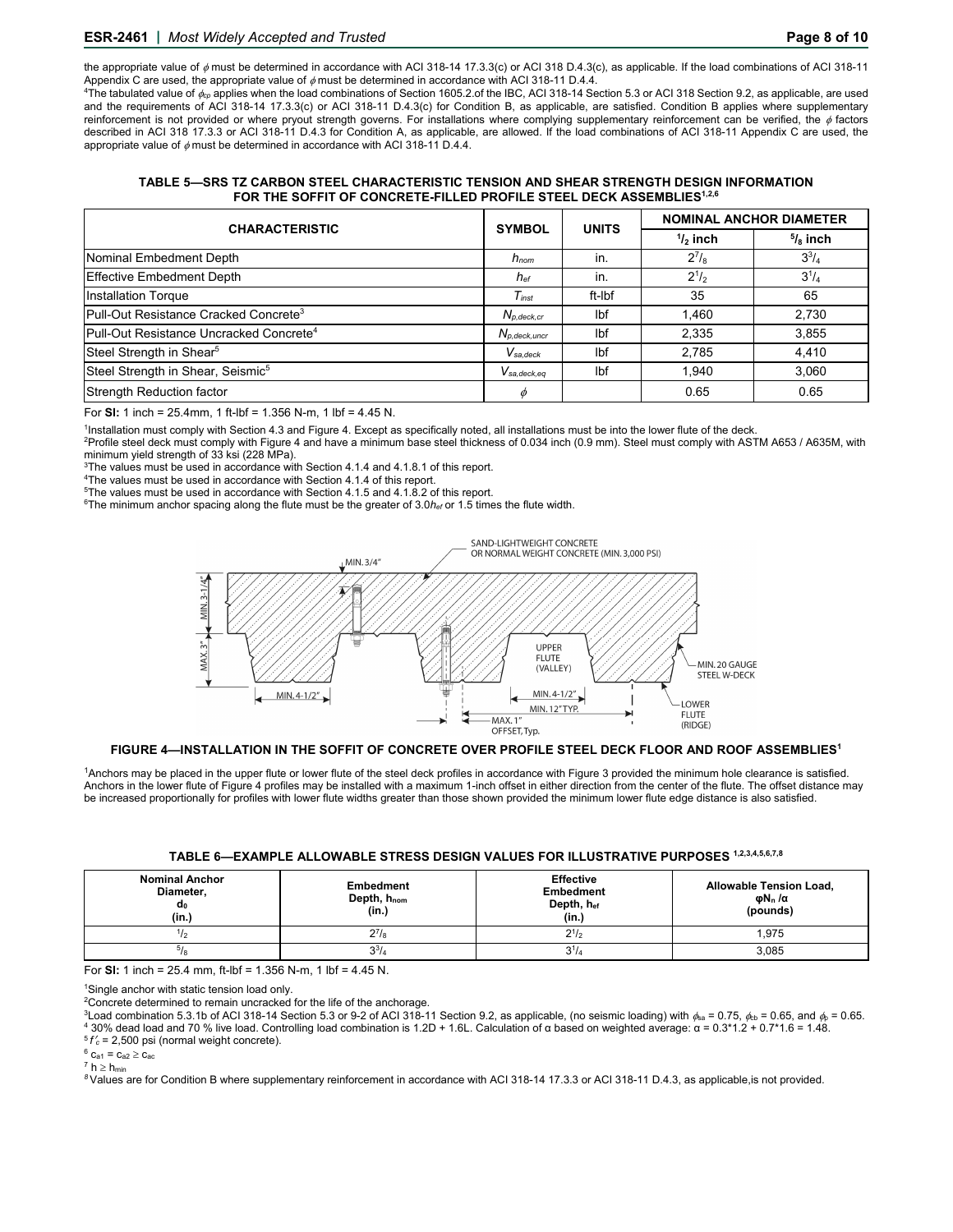the appropriate value of $\phi$ must be determined in accordance with ACI 318-14 17.3.3(c) or ACI 318 D.4.3(c), as applicable. If the load combinations of ACI 318-11 Appendix C are used, the appropriate value of $\phi$ must be determined in accordance with ACI 318-11 D.4.4.

[4]The tabulated value of $\phi_{cp}$ applies when the load combinations of Section 1605.2.of the IBC, ACI 318-14 Section 5.3 or ACI 318 Section 9.2, as applicable, are used and the requirements of ACI 318-14 17.3.3(c) or ACI 318-11 D.4.3(c) for Condition B, as applicable, are satisfied. Condition B applies where supplementary reinforcement is not provided or where pryout strength governs. For installations where complying supplementary reinforcement can be verified, the $\phi$ factors described in ACI 318 17.3.3 or ACI 318-11 D.4.3 for Condition A, as applicable, are allowed. If the load combinations of ACI 318-11 Appendix C are used, the appropriate value of $\phi$ must be determined in accordance with ACI 318-11 D.4.4.

**TABLE 5—SRS TZ CARBON STEEL CHARACTERISTIC TENSION AND SHEAR STRENGTH DESIGN INFORMATION FOR THE SOFFIT OF CONCRETE-FILLED PROFILE STEEL DECK ASSEMBLIES[1,2,6]**

| CHARACTERISTIC | SYMBOL | UNITS | NOMINAL ANCHOR DIAMETER | |
|---|---|---|---|---|
| | | | $^1/_2$ inch | $^5/_8$ inch |
| Nominal Embedment Depth | $h_{nom}$ | in. | $2^7/_8$ | $3^3/_4$ |
| Effective Embedment Depth | $h_{ef}$ | in. | $2^1/_2$ | $3^1/_4$ |
| Installation Torque | $T_{inst}$ | ft-lbf | 35 | 65 |
| Pull-Out Resistance Cracked Concrete[3] | $N_{p,deck,cr}$ | lbf | 1,460 | 2,730 |
| Pull-Out Resistance Uncracked Concrete[4] | $N_{p,deck,uncr}$ | lbf | 2,335 | 3,855 |
| Steel Strength in Shear[5] | $V_{sa,deck}$ | lbf | 2,785 | 4,410 |
| Steel Strength in Shear, Seismic[5] | $V_{sa,deck,eq}$ | lbf | 1,940 | 3,060 |
| Strength Reduction factor | $\phi$ | | 0.65 | 0.65 |

For **SI:** 1 inch = 25.4mm, 1 ft-lbf = 1.356 N-m, 1 lbf = 4.45 N.

[1]Installation must comply with Section 4.3 and Figure 4. Except as specifically noted, all installations must be into the lower flute of the deck.
[2]Profile steel deck must comply with Figure 4 and have a minimum base steel thickness of 0.034 inch (0.9 mm). Steel must comply with ASTM A653 / A635M, with minimum yield strength of 33 ksi (228 MPa).
[3]The values must be used in accordance with Section 4.1.4 and 4.1.8.1 of this report.
[4]The values must be used in accordance with Section 4.1.4 of this report.
[5]The values must be used in accordance with Section 4.1.5 and 4.1.8.2 of this report.
[6]The minimum anchor spacing along the flute must be the greater of $3.0h_{ef}$ or 1.5 times the flute width.

SAND-LIGHTWEIGHT CONCRETE OR NORMAL WEIGHT CONCRETE (MIN. 3,000 PSI); MIN. 3/4"; MIN. 3-1/4"; MAX. 3"; UPPER FLUTE (VALLEY); MIN. 20 GAUGE STEEL W-DECK; MIN. 4-1/2"; MIN. 4-1/2"; MIN. 12" TYP.; LOWER FLUTE (RIDGE); MAX. 1" OFFSET, Typ.

**FIGURE 4—INSTALLATION IN THE SOFFIT OF CONCRETE OVER PROFILE STEEL DECK FLOOR AND ROOF ASSEMBLIES[1]**

[1]Anchors may be placed in the upper flute or lower flute of the steel deck profiles in accordance with Figure 3 provided the minimum hole clearance is satisfied. Anchors in the lower flute of Figure 4 profiles may be installed with a maximum 1-inch offset in either direction from the center of the flute. The offset distance may be increased proportionally for profiles with lower flute widths greater than those shown provided the minimum lower flute edge distance is also satisfied.

**TABLE 6—EXAMPLE ALLOWABLE STRESS DESIGN VALUES FOR ILLUSTRATIVE PURPOSES [1,2,3,4,5,6,7,8]**

| Nominal Anchor Diameter, $d_0$ (in.) | Embedment Depth, $h_{nom}$ (in.) | Effective Embedment Depth, $h_{ef}$ (in.) | Allowable Tension Load, $\phi N_n / \alpha$ (pounds) |
|---|---|---|---|
| $^1/_2$ | $2^7/_8$ | $2^1/_2$ | 1,975 |
| $^5/_8$ | $3^3/_4$ | $3^1/_4$ | 3,085 |

For **SI:** 1 inch = 25.4 mm, ft-lbf = 1.356 N-m, 1 lbf = 4.45 N.

[1]Single anchor with static tension load only.
[2]Concrete determined to remain uncracked for the life of the anchorage.
[3]Load combination 5.3.1b of ACI 318-14 Section 5.3 or 9-2 of ACI 318-11 Section 9.2, as applicable, (no seismic loading) with $\phi_{sa}$ = 0.75, $\phi_{cb}$ = 0.65, and $\phi_p$ = 0.65.
[4] 30% dead load and 70 % live load. Controlling load combination is 1.2D + 1.6L. Calculation of α based on weighted average: α = 0.3*1.2 + 0.7*1.6 = 1.48.
[5]$f'_c$ = 2,500 psi (normal weight concrete).
[6] $c_{a1} = c_{a2} \geq c_{ac}$
[7] $h \geq h_{min}$
[8]Values are for Condition B where supplementary reinforcement in accordance with ACI 318-14 17.3.3 or ACI 318-11 D.4.3, as applicable,is not provided.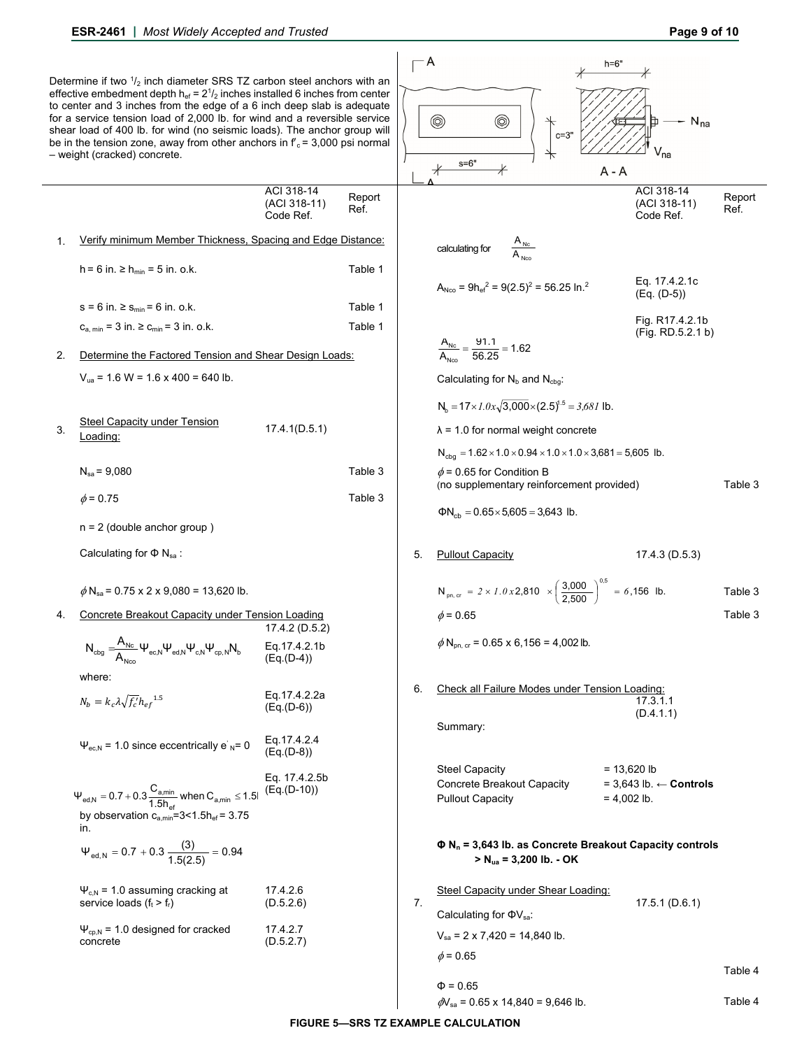Determine if two 1/2 inch diameter SRS TZ carbon steel anchors with an effective embedment depth $h_{ef}$ = 2 1/2 inches installed 6 inches from center to center and 3 inches from the edge of a 6 inch deep slab is adequate for a service tension load of 2,000 lb. for wind and a reversible service shear load of 400 lb. for wind (no seismic loads). The anchor group will be in the tension zone, away from other anchors in $f'_c$ = 3,000 psi normal – weight (cracked) concrete.

A — h=6" — $N_{na}$ — c=3" — $V_{na}$ — s=6" — A - A

| | ACI 318-14 (ACI 318-11) Code Ref. | Report Ref. |
|---|---|---|
| **1. Verify minimum Member Thickness, Spacing and Edge Distance:** | | |
| h = 6 in. ≥ $h_{min}$ = 5 in. o.k. | | Table 1 |
| s = 6 in. ≥ $s_{min}$ = 6 in. o.k. | | Table 1 |
| $c_{a,min}$ = 3 in. ≥ $c_{min}$ = 3 in. o.k. | | Table 1 |
| **2. Determine the Factored Tension and Shear Design Loads:** | | |
| $V_{ua}$ = 1.6 W = 1.6 x 400 = 640 lb. | | |
| **3. Steel Capacity under Tension Loading:** | 17.4.1(D.5.1) | |
| $N_{sa}$ = 9,080 | | Table 3 |
| $\phi$ = 0.75 | | Table 3 |
| n = 2 (double anchor group ) | | |
| Calculating for $\Phi N_{sa}$ : | | |
| $\phi N_{sa}$ = 0.75 x 2 x 9,080 = 13,620 lb. | | |
| **4. Concrete Breakout Capacity under Tension Loading** | 17.4.2 (D.5.2) | |
| $N_{cbg} = \frac{A_{Nc}}{A_{Nco}} \Psi_{ec,N} \Psi_{ed,N} \Psi_{c,N} \Psi_{cp,N} N_b$ | Eq.17.4.2.1b (Eq.(D-4)) | |
| where: | | |
| $N_b = k_c \lambda \sqrt{f'_c} h_{ef}^{1.5}$ | Eq.17.4.2.2a (Eq.(D-6)) | |
| $\Psi_{ec,N}$ = 1.0 since eccentrically $e'_N$ = 0 | Eq.17.4.2.4 (Eq.(D-8)) | |
| $\Psi_{ed,N} = 0.7 + 0.3 \frac{C_{a,min}}{1.5h_{ef}}$ when $C_{a,min} \le 1.5h_{ef}$ | Eq. 17.4.2.5b (Eq.(D-10)) | |
| by observation $c_{a,min}$=3<1.5$h_{ef}$= 3.75 in. | | |
| $\Psi_{ed,N} = 0.7 + 0.3 \frac{(3)}{1.5(2.5)} = 0.94$ | | |
| $\Psi_{c,N}$ = 1.0 assuming cracking at service loads ($f_t$ > $f_r$) | 17.4.2.6 (D.5.2.6) | |
| $\Psi_{cp,N}$ = 1.0 designed for cracked concrete | 17.4.2.7 (D.5.2.7) | |
| calculating for $\frac{A_{Nc}}{A_{Nco}}$ | | |
| $A_{Nco} = 9h_{ef}^2 = 9(2.5)^2$ = 56.25 In.$^2$ | Eq. 17.4.2.1c (Eq. (D-5)) | |
| | Fig. R17.4.2.1b (Fig. RD.5.2.1 b) | |
| $\frac{A_{Nc}}{A_{Nco}} = \frac{91.1}{56.25} = 1.62$ | | |
| Calculating for $N_b$ and $N_{cbg}$: | | |
| $N_b = 17 \times 1.0 x \sqrt{3{,}000} \times (2.5)^{1.5} = 3{,}681$ lb. | | |
| λ = 1.0 for normal weight concrete | | |
| $N_{cbg} = 1.62 \times 1.0 \times 0.94 \times 1.0 \times 1.0 \times 3{,}681 = 5{,}605$ lb. | | |
| $\phi$ = 0.65 for Condition B (no supplementary reinforcement provided) | | Table 3 |
| $\Phi N_{cb} = 0.65 \times 5{,}605 = 3{,}643$ lb. | | |
| **5. Pullout Capacity** | 17.4.3 (D.5.3) | |
| $N_{pn,cr} = 2 \times 1.0 x 2{,}810 \times \left(\frac{3{,}000}{2{,}500}\right)^{0.5} = 6{,}156$ lb. | | Table 3 |
| $\phi$ = 0.65 | | Table 3 |
| $\phi N_{pn,cr}$ = 0.65 x 6,156 = 4,002 lb. | | |
| **6. Check all Failure Modes under Tension Loading:** | 17.3.1.1 (D.4.1.1) | |
| Summary: | | |
| Steel Capacity = 13,620 lb | | |
| Concrete Breakout Capacity = 3,643 lb. ← **Controls** | | |
| Pullout Capacity = 4,002 lb. | | |
| **$\Phi N_n$ = 3,643 lb. as Concrete Breakout Capacity controls > $N_{ua}$ = 3,200 lb. - OK** | | |
| **7. Steel Capacity under Shear Loading:** | 17.5.1 (D.6.1) | |
| Calculating for $\Phi V_{sa}$: | | |
| $V_{sa}$ = 2 x 7,420 = 14,840 lb. | | |
| $\phi$ = 0.65 | | Table 4 |
| Φ = 0.65 | | |
| $\phi V_{sa}$ = 0.65 x 14,840 = 9,646 lb. | | Table 4 |

**FIGURE 5—SRS TZ EXAMPLE CALCULATION**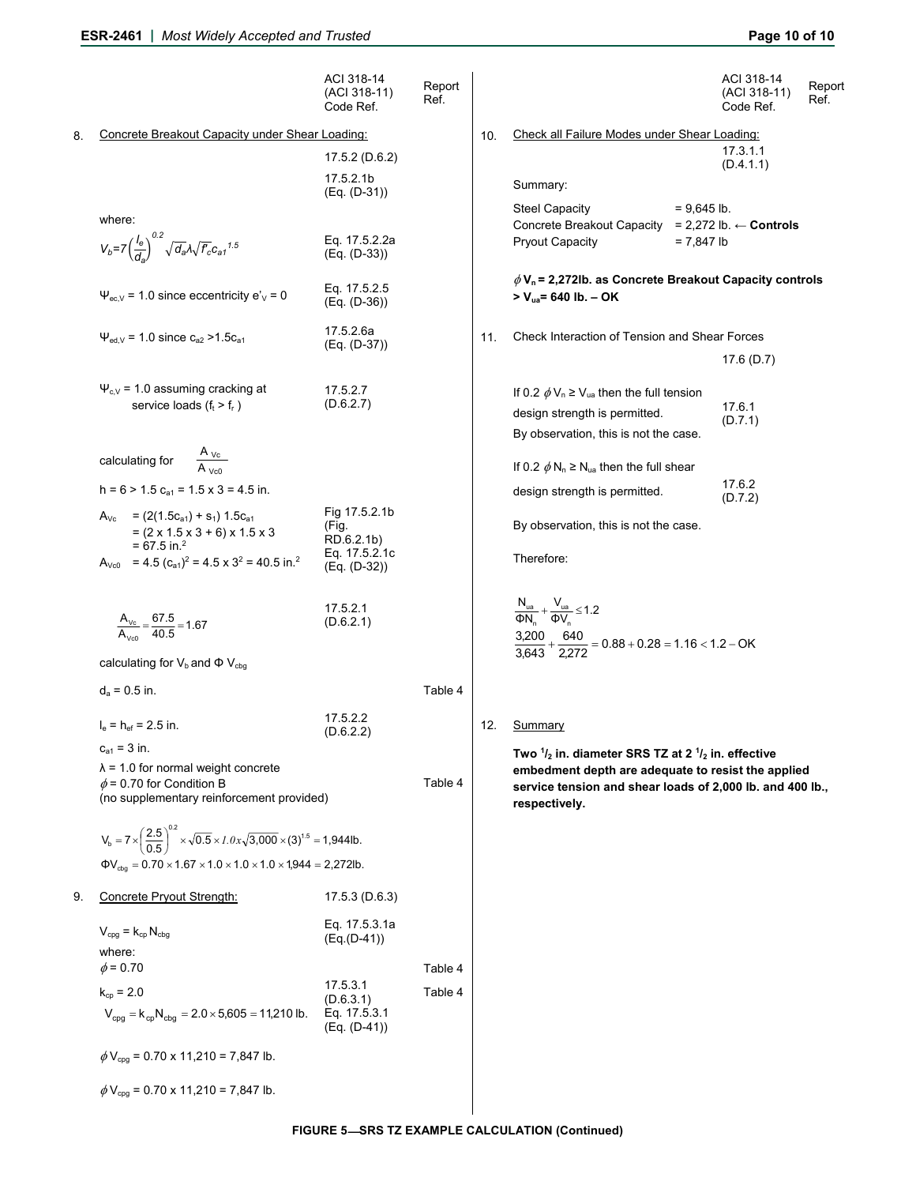| | ACI 318-14 (ACI 318-11) Code Ref. | Report Ref. |
|---|---|---|
| 8. Concrete Breakout Capacity under Shear Loading: | 17.5.2 (D.6.2) | |
| | 17.5.2.1b (Eq. (D-31)) | |
| where: $V_b = 7\left(\frac{l_e}{d_a}\right)^{0.2}\sqrt{d_a}\lambda\sqrt{f'_c}c_{a1}^{1.5}$ | Eq. 17.5.2.2a (Eq. (D-33)) | |
| $\Psi_{ec,V}$ = 1.0 since eccentricity $e'_V$ = 0 | Eq. 17.5.2.5 (Eq. (D-36)) | |
| $\Psi_{ed,V}$ = 1.0 since $c_{a2} > 1.5c_{a1}$ | 17.5.2.6a (Eq. (D-37)) | |
| $\Psi_{c,V}$ = 1.0 assuming cracking at service loads ($f_t > f_r$) | 17.5.2.7 (D.6.2.7) | |

calculating for $\frac{A_{Vc}}{A_{Vc0}}$

h = 6 > 1.5 $c_{a1}$ = 1.5 x 3 = 4.5 in.

| | | |
|---|---|---|
| $A_{Vc}$ = $(2(1.5c_{a1}) + s_1)\ 1.5c_{a1}$ = (2 x 1.5 x 3 + 6) x 1.5 x 3 = 67.5 in.$^2$ | Fig 17.5.2.1b (Fig. RD.6.2.1b) | |
| $A_{Vc0}$ = $4.5\ (c_{a1})^2$ = 4.5 x $3^2$ = 40.5 in.$^2$ | Eq. 17.5.2.1c (Eq. (D-32)) | |
| $\frac{A_{Vc}}{A_{Vc0}} = \frac{67.5}{40.5} = 1.67$ | 17.5.2.1 (D.6.2.1) | |

calculating for $V_b$ and $\Phi\ V_{cbg}$

| | | |
|---|---|---|
| $d_a$ = 0.5 in. | | Table 4 |
| $l_e = h_{ef}$ = 2.5 in. | 17.5.2.2 (D.6.2.2) | |
| $c_{a1}$ = 3 in. | | |
| $\lambda$ = 1.0 for normal weight concrete | | |
| $\phi$ = 0.70 for Condition B (no supplementary reinforcement provided) | | Table 4 |

$$V_b = 7 \times \left(\frac{2.5}{0.5}\right)^{0.2} \times \sqrt{0.5} \times 1.0x\sqrt{3{,}000} \times (3)^{1.5} = 1{,}944\text{lb.}$$

$$\Phi V_{cbg} = 0.70 \times 1.67 \times 1.0 \times 1.0 \times 1.0 \times 1{,}944 = 2{,}272\text{lb.}$$

| | | |
|---|---|---|
| 9. Concrete Pryout Strength: | 17.5.3 (D.6.3) | |
| $V_{cpg} = k_{cp} N_{cbg}$ | Eq. 17.5.3.1a (Eq.(D-41)) | |
| where: $\phi$ = 0.70 | | Table 4 |
| $k_{cp}$ = 2.0 | 17.5.3.1 (D.6.3.1) | Table 4 |
| $V_{cpg} = k_{cp}N_{cbg} = 2.0 \times 5{,}605 = 11{,}210$ lb. | Eq. 17.5.3.1 (Eq. (D-41)) | |

$\phi V_{cpg}$ = 0.70 x 11,210 = 7,847 lb.

$\phi V_{cpg}$ = 0.70 x 11,210 = 7,847 lb.

10. Check all Failure Modes under Shear Loading: 17.3.1.1 (D.4.1.1)

Summary:

| | | |
|---|---|---|
| Steel Capacity | = 9,645 lb. | |
| Concrete Breakout Capacity | = 2,272 lb. ← **Controls** | |
| Pryout Capacity | = 7,847 lb | |

**$\phi V_n$ = 2,272lb. as Concrete Breakout Capacity controls > $V_{ua}$= 640 lb. – OK**

11. Check Interaction of Tension and Shear Forces — 17.6 (D.7)

If 0.2 $\phi V_n \geq V_{ua}$ then the full tension design strength is permitted. — 17.6.1 (D.7.1)

By observation, this is not the case.

If 0.2 $\phi N_n \geq N_{ua}$ then the full shear design strength is permitted. — 17.6.2 (D.7.2)

By observation, this is not the case.

Therefore:

$$\frac{N_{ua}}{\Phi N_n} + \frac{V_{ua}}{\Phi V_n} \leq 1.2$$

$$\frac{3{,}200}{3{,}643} + \frac{640}{2{,}272} = 0.88 + 0.28 = 1.16 < 1.2 - \text{OK}$$

12. Summary

**Two 1/2 in. diameter SRS TZ at 2 1/2 in. effective embedment depth are adequate to resist the applied service tension and shear loads of 2,000 lb. and 400 lb., respectively.**

**FIGURE 5—SRS TZ EXAMPLE CALCULATION (Continued)**